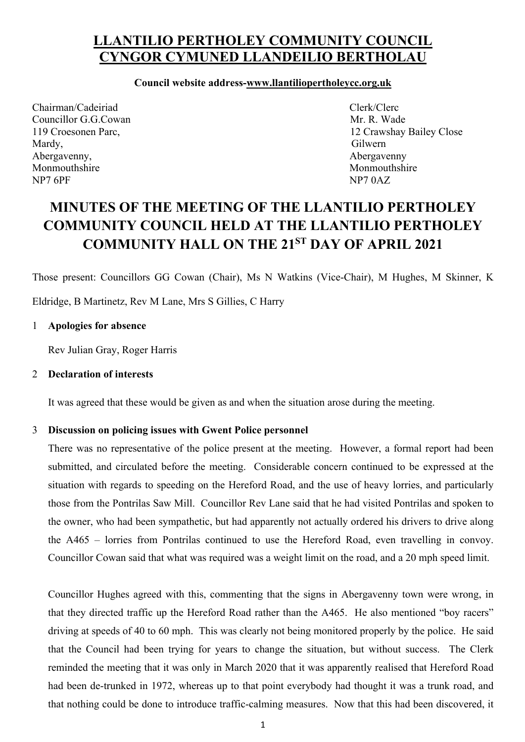# LLANTILIO PERTHOLEY COMMUNITY COUNCIL
# CYNGOR CYMUNED LLANDEILIO BERTHOLAU

**Council website address-www.llantiliopertholeycc.org.uk**

Chairman/Cadeiriad
Councillor G.G.Cowan
119 Croesonen Parc,
Mardy,
Abergavenny,
Monmouthshire
NP7 6PF

Clerk/Clerc
Mr. R. Wade
12 Crawshay Bailey Close
Gilwern
Abergavenny
Monmouthshire
NP7 0AZ

## MINUTES OF THE MEETING OF THE LLANTILIO PERTHOLEY COMMUNITY COUNCIL HELD AT THE LLANTILIO PERTHOLEY COMMUNITY HALL ON THE 21$^{ST}$ DAY OF APRIL 2021

Those present: Councillors GG Cowan (Chair), Ms N Watkins (Vice-Chair), M Hughes, M Skinner, K Eldridge, B Martinetz, Rev M Lane, Mrs S Gillies, C Harry

1 **Apologies for absence**

Rev Julian Gray, Roger Harris

2 **Declaration of interests**

It was agreed that these would be given as and when the situation arose during the meeting.

3 **Discussion on policing issues with Gwent Police personnel**

There was no representative of the police present at the meeting. However, a formal report had been submitted, and circulated before the meeting. Considerable concern continued to be expressed at the situation with regards to speeding on the Hereford Road, and the use of heavy lorries, and particularly those from the Pontrilas Saw Mill. Councillor Rev Lane said that he had visited Pontrilas and spoken to the owner, who had been sympathetic, but had apparently not actually ordered his drivers to drive along the A465 – lorries from Pontrilas continued to use the Hereford Road, even travelling in convoy. Councillor Cowan said that what was required was a weight limit on the road, and a 20 mph speed limit.

Councillor Hughes agreed with this, commenting that the signs in Abergavenny town were wrong, in that they directed traffic up the Hereford Road rather than the A465. He also mentioned "boy racers" driving at speeds of 40 to 60 mph. This was clearly not being monitored properly by the police. He said that the Council had been trying for years to change the situation, but without success. The Clerk reminded the meeting that it was only in March 2020 that it was apparently realised that Hereford Road had been de-trunked in 1972, whereas up to that point everybody had thought it was a trunk road, and that nothing could be done to introduce traffic-calming measures. Now that this had been discovered, it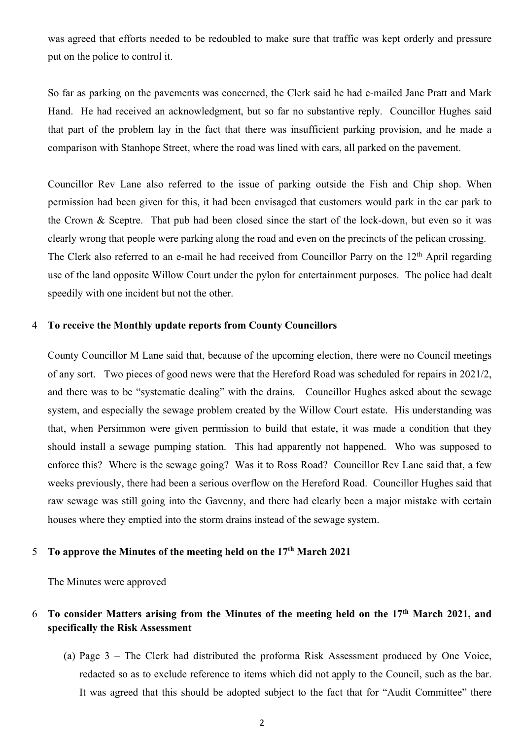was agreed that efforts needed to be redoubled to make sure that traffic was kept orderly and pressure put on the police to control it.

So far as parking on the pavements was concerned, the Clerk said he had e-mailed Jane Pratt and Mark Hand. He had received an acknowledgment, but so far no substantive reply. Councillor Hughes said that part of the problem lay in the fact that there was insufficient parking provision, and he made a comparison with Stanhope Street, where the road was lined with cars, all parked on the pavement.

Councillor Rev Lane also referred to the issue of parking outside the Fish and Chip shop. When permission had been given for this, it had been envisaged that customers would park in the car park to the Crown & Sceptre. That pub had been closed since the start of the lock-down, but even so it was clearly wrong that people were parking along the road and even on the precincts of the pelican crossing. The Clerk also referred to an e-mail he had received from Councillor Parry on the 12th April regarding use of the land opposite Willow Court under the pylon for entertainment purposes. The police had dealt speedily with one incident but not the other.

## 4 To receive the Monthly update reports from County Councillors

County Councillor M Lane said that, because of the upcoming election, there were no Council meetings of any sort. Two pieces of good news were that the Hereford Road was scheduled for repairs in 2021/2, and there was to be "systematic dealing" with the drains. Councillor Hughes asked about the sewage system, and especially the sewage problem created by the Willow Court estate. His understanding was that, when Persimmon were given permission to build that estate, it was made a condition that they should install a sewage pumping station. This had apparently not happened. Who was supposed to enforce this? Where is the sewage going? Was it to Ross Road? Councillor Rev Lane said that, a few weeks previously, there had been a serious overflow on the Hereford Road. Councillor Hughes said that raw sewage was still going into the Gavenny, and there had clearly been a major mistake with certain houses where they emptied into the storm drains instead of the sewage system.

## 5 To approve the Minutes of the meeting held on the 17th March 2021

The Minutes were approved

## 6 To consider Matters arising from the Minutes of the meeting held on the 17th March 2021, and specifically the Risk Assessment

(a) Page 3 – The Clerk had distributed the proforma Risk Assessment produced by One Voice, redacted so as to exclude reference to items which did not apply to the Council, such as the bar. It was agreed that this should be adopted subject to the fact that for "Audit Committee" there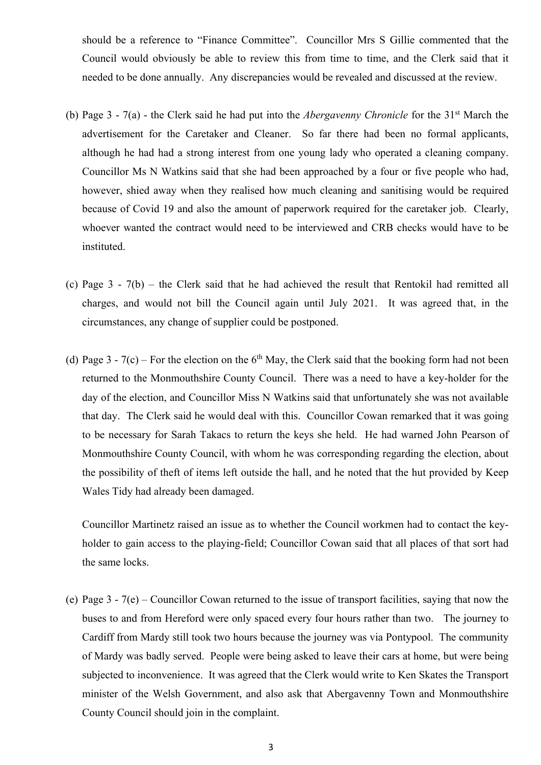should be a reference to "Finance Committee". Councillor Mrs S Gillie commented that the Council would obviously be able to review this from time to time, and the Clerk said that it needed to be done annually. Any discrepancies would be revealed and discussed at the review.

(b) Page 3 - 7(a) - the Clerk said he had put into the *Abergavenny Chronicle* for the 31st March the advertisement for the Caretaker and Cleaner. So far there had been no formal applicants, although he had had a strong interest from one young lady who operated a cleaning company. Councillor Ms N Watkins said that she had been approached by a four or five people who had, however, shied away when they realised how much cleaning and sanitising would be required because of Covid 19 and also the amount of paperwork required for the caretaker job. Clearly, whoever wanted the contract would need to be interviewed and CRB checks would have to be instituted.

(c) Page 3 - 7(b) – the Clerk said that he had achieved the result that Rentokil had remitted all charges, and would not bill the Council again until July 2021. It was agreed that, in the circumstances, any change of supplier could be postponed.

(d) Page 3 - 7(c) – For the election on the 6th May, the Clerk said that the booking form had not been returned to the Monmouthshire County Council. There was a need to have a key-holder for the day of the election, and Councillor Miss N Watkins said that unfortunately she was not available that day. The Clerk said he would deal with this. Councillor Cowan remarked that it was going to be necessary for Sarah Takacs to return the keys she held. He had warned John Pearson of Monmouthshire County Council, with whom he was corresponding regarding the election, about the possibility of theft of items left outside the hall, and he noted that the hut provided by Keep Wales Tidy had already been damaged.

   Councillor Martinetz raised an issue as to whether the Council workmen had to contact the key-holder to gain access to the playing-field; Councillor Cowan said that all places of that sort had the same locks.

(e) Page 3 - 7(e) – Councillor Cowan returned to the issue of transport facilities, saying that now the buses to and from Hereford were only spaced every four hours rather than two. The journey to Cardiff from Mardy still took two hours because the journey was via Pontypool. The community of Mardy was badly served. People were being asked to leave their cars at home, but were being subjected to inconvenience. It was agreed that the Clerk would write to Ken Skates the Transport minister of the Welsh Government, and also ask that Abergavenny Town and Monmouthshire County Council should join in the complaint.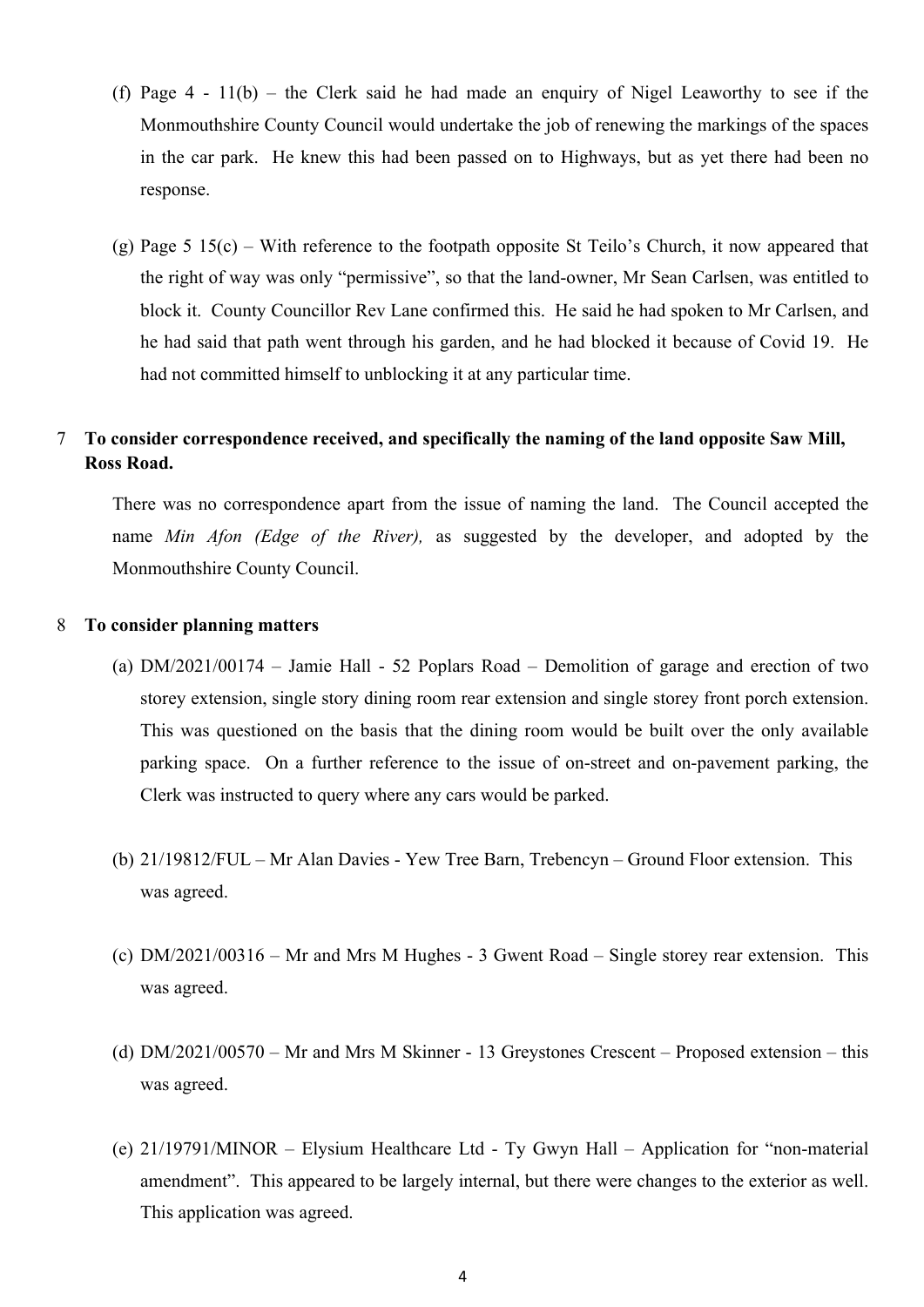(f) Page 4 - 11(b) – the Clerk said he had made an enquiry of Nigel Leaworthy to see if the Monmouthshire County Council would undertake the job of renewing the markings of the spaces in the car park. He knew this had been passed on to Highways, but as yet there had been no response.

(g) Page 5 15(c) – With reference to the footpath opposite St Teilo's Church, it now appeared that the right of way was only "permissive", so that the land-owner, Mr Sean Carlsen, was entitled to block it. County Councillor Rev Lane confirmed this. He said he had spoken to Mr Carlsen, and he had said that path went through his garden, and he had blocked it because of Covid 19. He had not committed himself to unblocking it at any particular time.

**7 To consider correspondence received, and specifically the naming of the land opposite Saw Mill, Ross Road.**

There was no correspondence apart from the issue of naming the land. The Council accepted the name *Min Afon (Edge of the River),* as suggested by the developer, and adopted by the Monmouthshire County Council.

**8 To consider planning matters**

(a) DM/2021/00174 – Jamie Hall - 52 Poplars Road – Demolition of garage and erection of two storey extension, single story dining room rear extension and single storey front porch extension. This was questioned on the basis that the dining room would be built over the only available parking space. On a further reference to the issue of on-street and on-pavement parking, the Clerk was instructed to query where any cars would be parked.

(b) 21/19812/FUL – Mr Alan Davies - Yew Tree Barn, Trebencyn – Ground Floor extension. This was agreed.

(c) DM/2021/00316 – Mr and Mrs M Hughes - 3 Gwent Road – Single storey rear extension. This was agreed.

(d) DM/2021/00570 – Mr and Mrs M Skinner - 13 Greystones Crescent – Proposed extension – this was agreed.

(e) 21/19791/MINOR – Elysium Healthcare Ltd - Ty Gwyn Hall – Application for "non-material amendment". This appeared to be largely internal, but there were changes to the exterior as well. This application was agreed.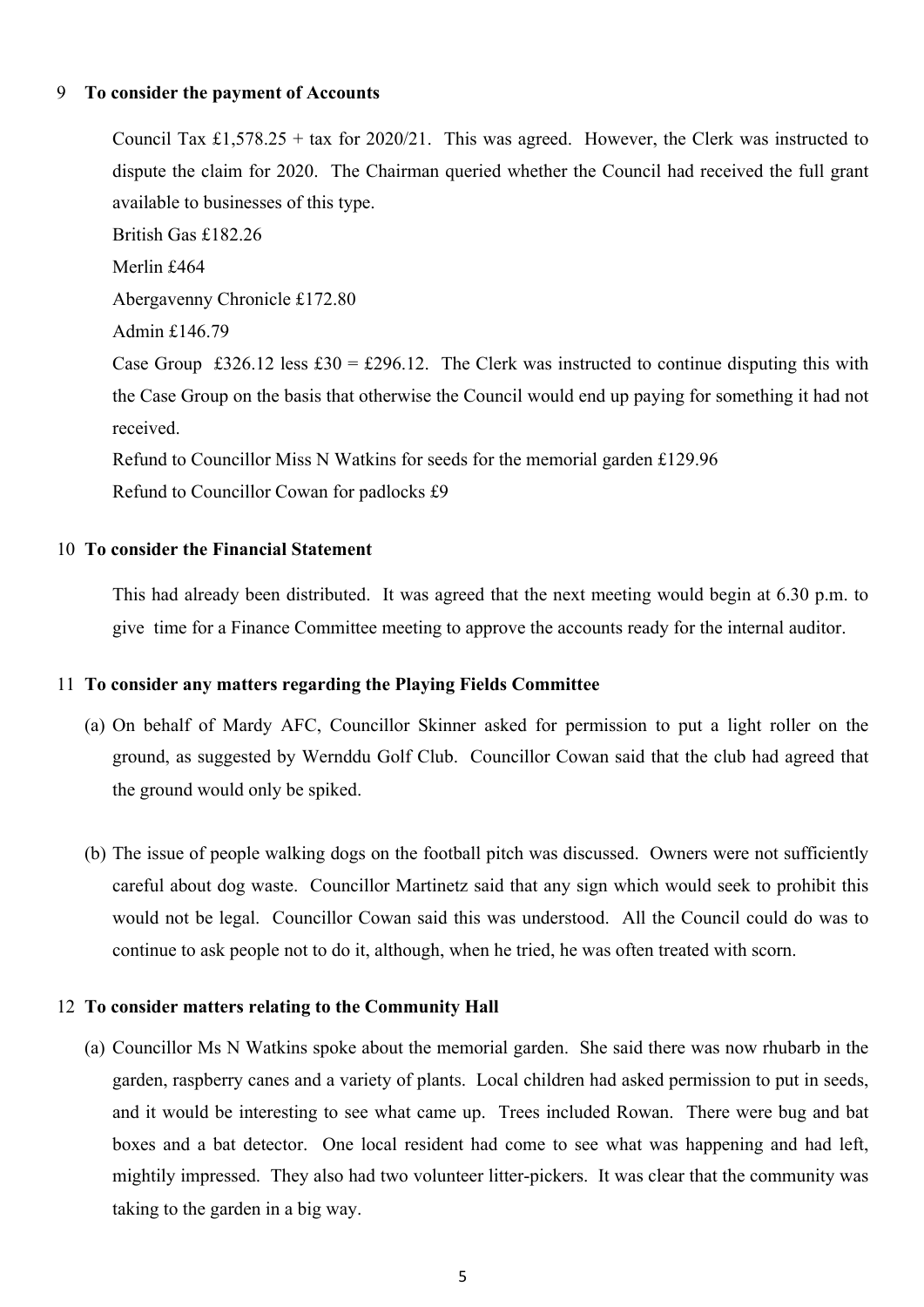## 9 To consider the payment of Accounts

Council Tax £1,578.25 + tax for 2020/21. This was agreed. However, the Clerk was instructed to dispute the claim for 2020. The Chairman queried whether the Council had received the full grant available to businesses of this type.

British Gas £182.26

Merlin £464

Abergavenny Chronicle £172.80

Admin £146.79

Case Group £326.12 less £30 = £296.12. The Clerk was instructed to continue disputing this with the Case Group on the basis that otherwise the Council would end up paying for something it had not received.

Refund to Councillor Miss N Watkins for seeds for the memorial garden £129.96

Refund to Councillor Cowan for padlocks £9

## 10 To consider the Financial Statement

This had already been distributed. It was agreed that the next meeting would begin at 6.30 p.m. to give time for a Finance Committee meeting to approve the accounts ready for the internal auditor.

## 11 To consider any matters regarding the Playing Fields Committee

(a) On behalf of Mardy AFC, Councillor Skinner asked for permission to put a light roller on the ground, as suggested by Wernddu Golf Club. Councillor Cowan said that the club had agreed that the ground would only be spiked.

(b) The issue of people walking dogs on the football pitch was discussed. Owners were not sufficiently careful about dog waste. Councillor Martinetz said that any sign which would seek to prohibit this would not be legal. Councillor Cowan said this was understood. All the Council could do was to continue to ask people not to do it, although, when he tried, he was often treated with scorn.

## 12 To consider matters relating to the Community Hall

(a) Councillor Ms N Watkins spoke about the memorial garden. She said there was now rhubarb in the garden, raspberry canes and a variety of plants. Local children had asked permission to put in seeds, and it would be interesting to see what came up. Trees included Rowan. There were bug and bat boxes and a bat detector. One local resident had come to see what was happening and had left, mightily impressed. They also had two volunteer litter-pickers. It was clear that the community was taking to the garden in a big way.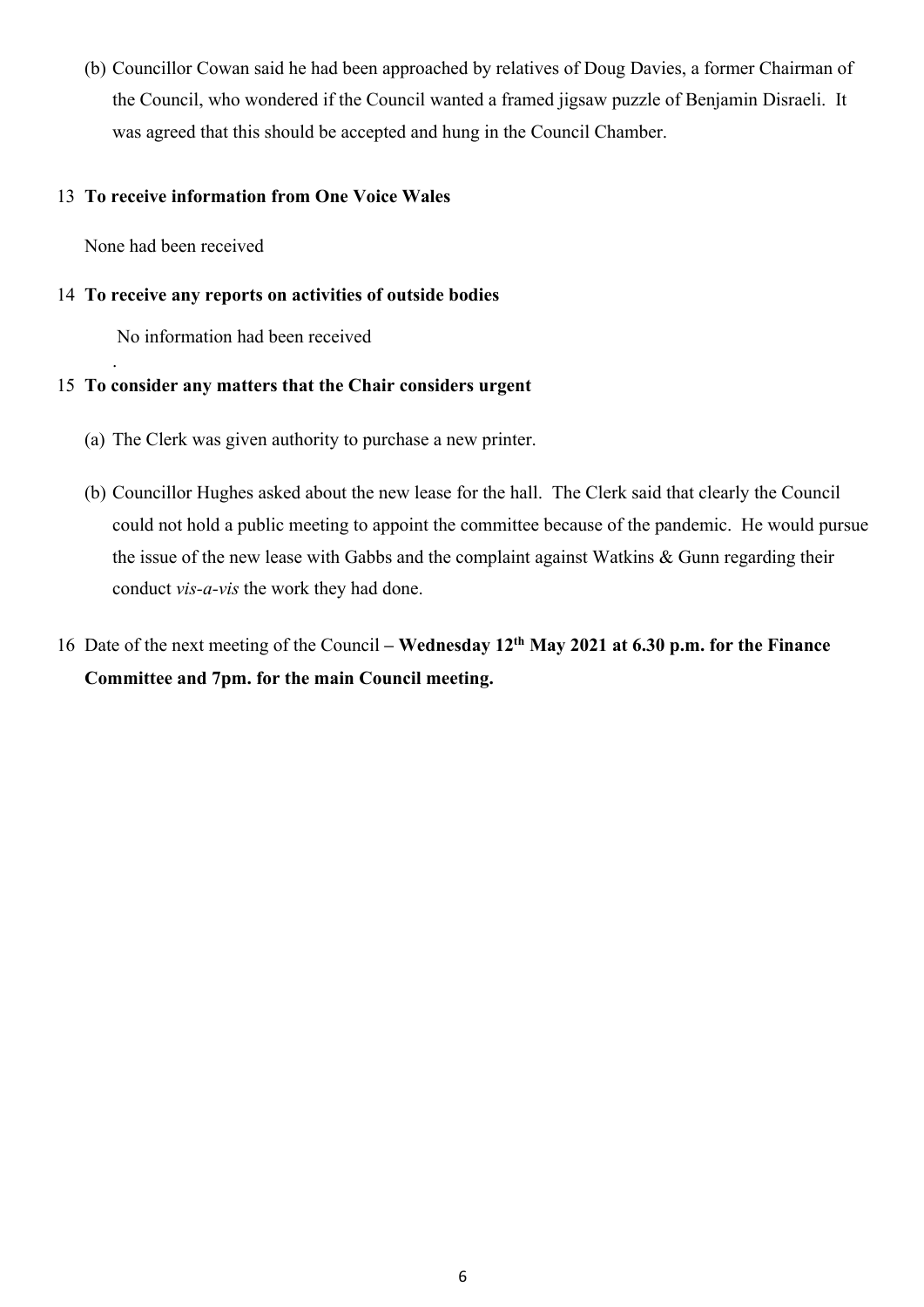(b) Councillor Cowan said he had been approached by relatives of Doug Davies, a former Chairman of the Council, who wondered if the Council wanted a framed jigsaw puzzle of Benjamin Disraeli. It was agreed that this should be accepted and hung in the Council Chamber.

13 **To receive information from One Voice Wales**

None had been received

14 **To receive any reports on activities of outside bodies**

No information had been received

.

15 **To consider any matters that the Chair considers urgent**

(a) The Clerk was given authority to purchase a new printer.

(b) Councillor Hughes asked about the new lease for the hall. The Clerk said that clearly the Council could not hold a public meeting to appoint the committee because of the pandemic. He would pursue the issue of the new lease with Gabbs and the complaint against Watkins & Gunn regarding their conduct *vis-a-vis* the work they had done.

16 Date of the next meeting of the Council **– Wednesday 12th May 2021 at 6.30 p.m. for the Finance Committee and 7pm. for the main Council meeting.**